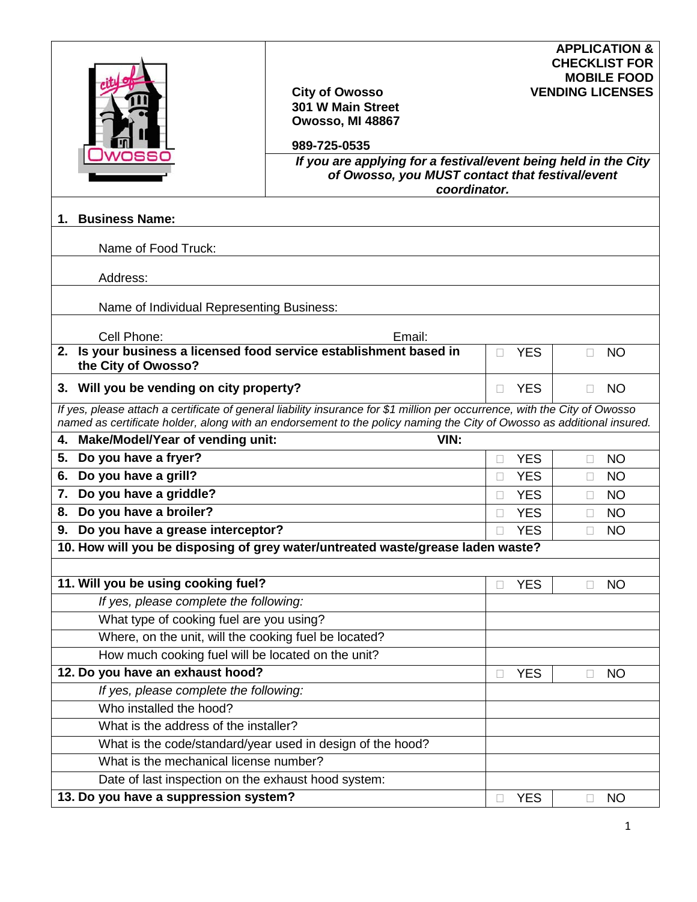**City of Owosso**
**301 W Main Street**
**Owosso, MI 48867**

**989-725-0535**

# APPLICATION & CHECKLIST FOR MOBILE FOOD VENDING LICENSES

***If you are applying for a festival/event being held in the City of Owosso, you MUST contact that festival/event coordinator.***

**1. Business Name:**

Name of Food Truck:

Address:

Name of Individual Representing Business:

Cell Phone: Email:

| | | |
|---|---|---|
| **2. Is your business a licensed food service establishment based in the City of Owosso?** | ☐ YES | ☐ NO |
| **3. Will you be vending on city property?** | ☐ YES | ☐ NO |

*If yes, please attach a certificate of general liability insurance for $1 million per occurrence, with the City of Owosso named as certificate holder, along with an endorsement to the policy naming the City of Owosso as additional insured.*

**4. Make/Model/Year of vending unit:** **VIN:**

| | | |
|---|---|---|
| **5. Do you have a fryer?** | ☐ YES | ☐ NO |
| **6. Do you have a grill?** | ☐ YES | ☐ NO |
| **7. Do you have a griddle?** | ☐ YES | ☐ NO |
| **8. Do you have a broiler?** | ☐ YES | ☐ NO |
| **9. Do you have a grease interceptor?** | ☐ YES | ☐ NO |

**10. How will you be disposing of grey water/untreated waste/grease laden waste?**

| | | |
|---|---|---|
| **11. Will you be using cooking fuel?** | ☐ YES | ☐ NO |
| *If yes, please complete the following:* | | |
| What type of cooking fuel are you using? | | |
| Where, on the unit, will the cooking fuel be located? | | |
| How much cooking fuel will be located on the unit? | | |
| **12. Do you have an exhaust hood?** | ☐ YES | ☐ NO |
| *If yes, please complete the following:* | | |
| Who installed the hood? | | |
| What is the address of the installer? | | |
| What is the code/standard/year used in design of the hood? | | |
| What is the mechanical license number? | | |
| Date of last inspection on the exhaust hood system: | | |
| **13. Do you have a suppression system?** | ☐ YES | ☐ NO |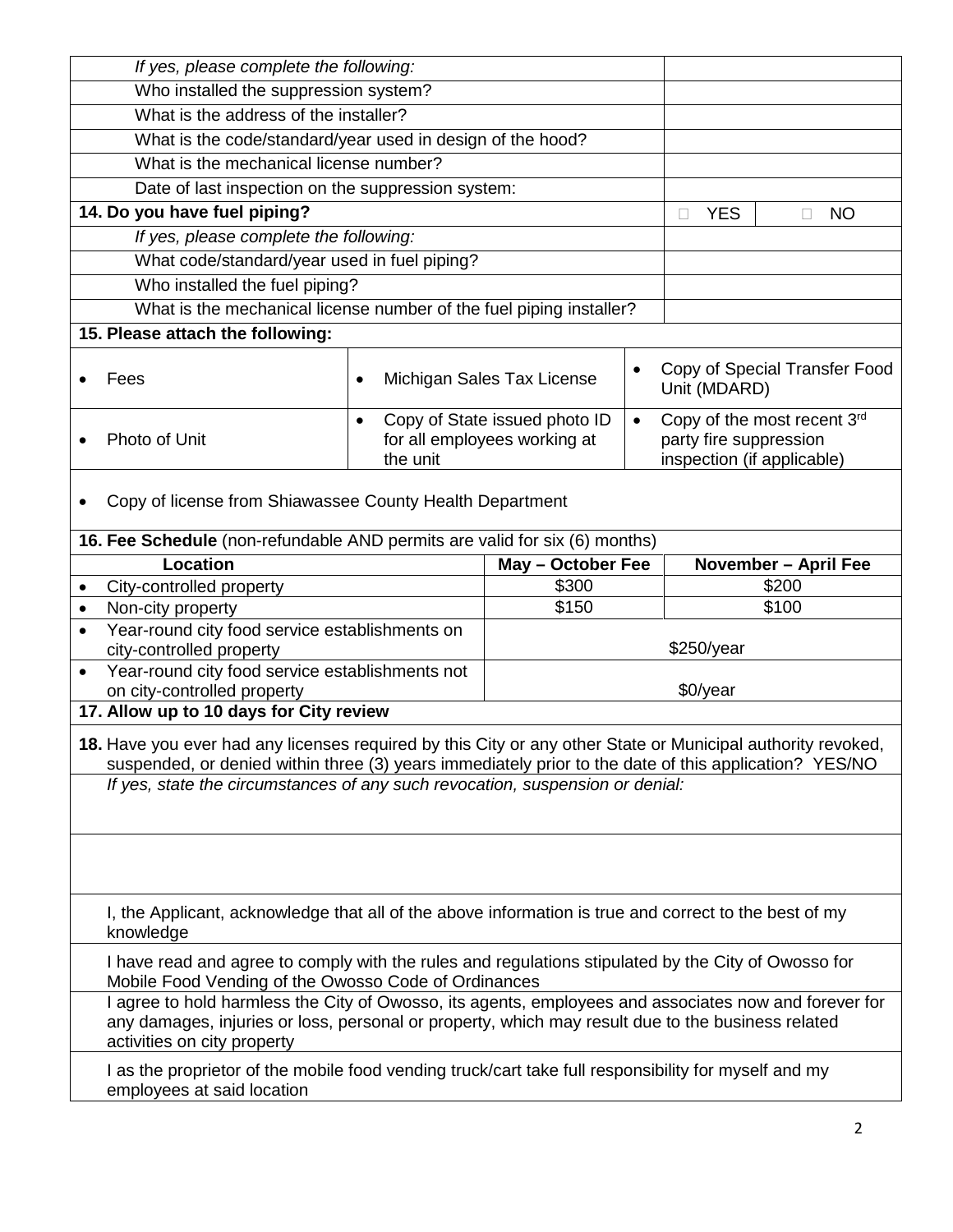| | | |
|---|---|---|
| *If yes, please complete the following:* | | |
| Who installed the suppression system? | | |
| What is the address of the installer? | | |
| What is the code/standard/year used in design of the hood? | | |
| What is the mechanical license number? | | |
| Date of last inspection on the suppression system: | | |
| **14. Do you have fuel piping?** | ☐ YES | ☐ NO |
| *If yes, please complete the following:* | | |
| What code/standard/year used in fuel piping? | | |
| Who installed the fuel piping? | | |
| What is the mechanical license number of the fuel piping installer? | | |

**15. Please attach the following:**

| | | |
|---|---|---|
| • Fees | • Michigan Sales Tax License | • Copy of Special Transfer Food Unit (MDARD) |
| • Photo of Unit | • Copy of State issued photo ID for all employees working at the unit | • Copy of the most recent 3rd party fire suppression inspection (if applicable) |

- Copy of license from Shiawassee County Health Department

**16. Fee Schedule** (non-refundable AND permits are valid for six (6) months)

| Location | May – October Fee | November – April Fee |
|---|---|---|
| • City-controlled property | $300 | $200 |
| • Non-city property | $150 | $100 |
| • Year-round city food service establishments on city-controlled property | $250/year | |
| • Year-round city food service establishments not on city-controlled property | $0/year | |

**17. Allow up to 10 days for City review**

**18.** Have you ever had any licenses required by this City or any other State or Municipal authority revoked, suspended, or denied within three (3) years immediately prior to the date of this application? YES/NO

*If yes, state the circumstances of any such revocation, suspension or denial:*

I, the Applicant, acknowledge that all of the above information is true and correct to the best of my knowledge

I have read and agree to comply with the rules and regulations stipulated by the City of Owosso for Mobile Food Vending of the Owosso Code of Ordinances

I agree to hold harmless the City of Owosso, its agents, employees and associates now and forever for any damages, injuries or loss, personal or property, which may result due to the business related activities on city property

I as the proprietor of the mobile food vending truck/cart take full responsibility for myself and my employees at said location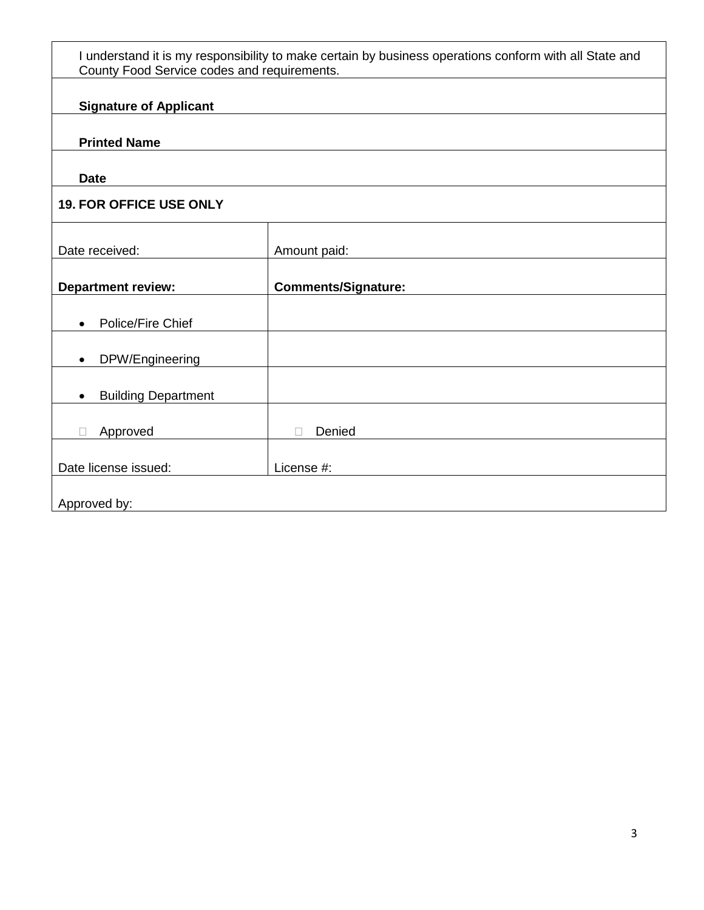| I understand it is my responsibility to make certain by business operations conform with all State and County Food Service codes and requirements. | |
|---|---|
| **Signature of Applicant** | |
| **Printed Name** | |
| **Date** | |
| **19. FOR OFFICE USE ONLY** | |
| Date received: | Amount paid: |
| **Department review:** | **Comments/Signature:** |
| • Police/Fire Chief | |
| • DPW/Engineering | |
| • Building Department | |
| ☐ Approved | ☐ Denied |
| Date license issued: | License #: |
| Approved by: | |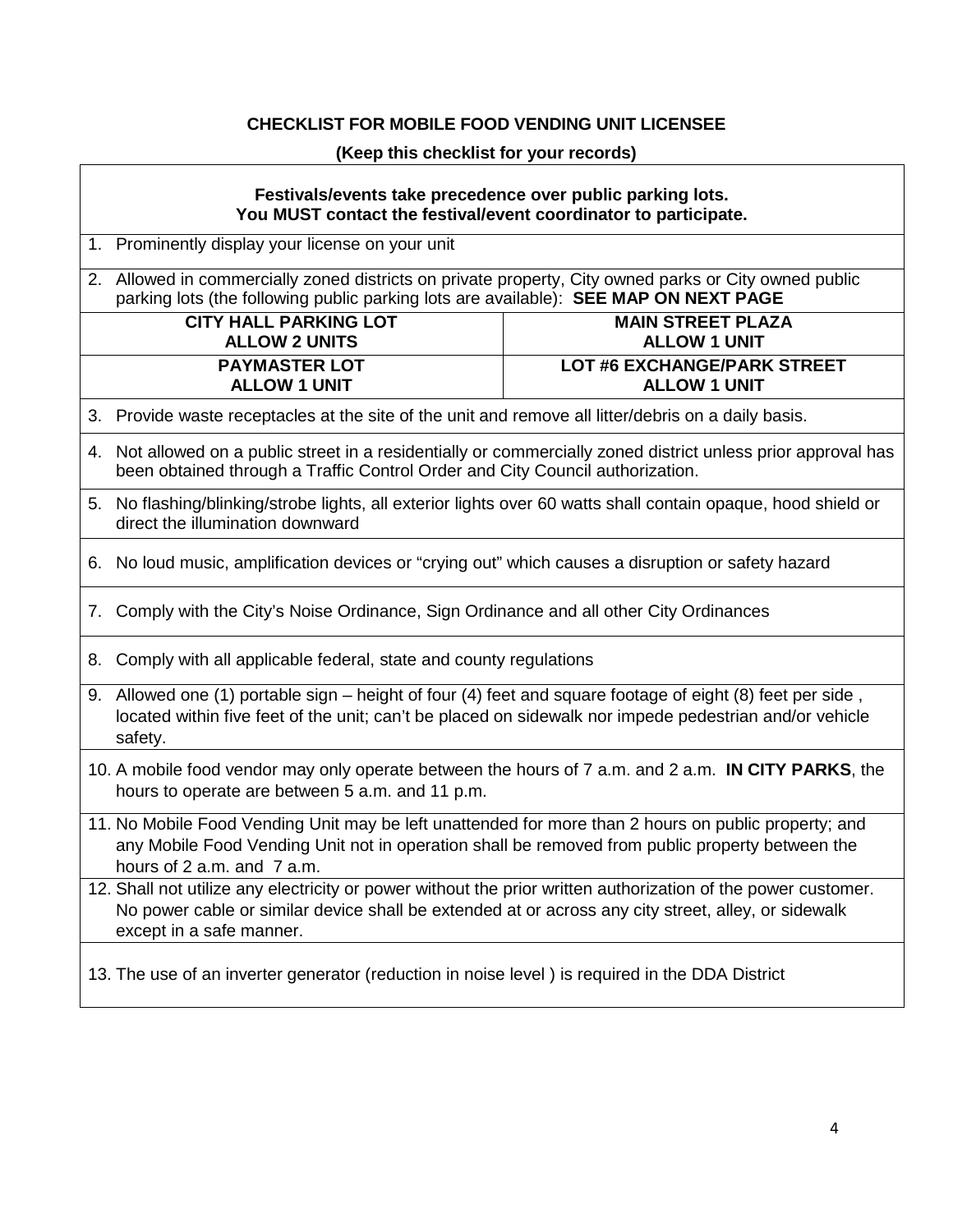**CHECKLIST FOR MOBILE FOOD VENDING UNIT LICENSEE**

**(Keep this checklist for your records)**

**Festivals/events take precedence over public parking lots.**
**You MUST contact the festival/event coordinator to participate.**

1. Prominently display your license on your unit
2. Allowed in commercially zoned districts on private property, City owned parks or City owned public parking lots (the following public parking lots are available): **SEE MAP ON NEXT PAGE**

| **CITY HALL PARKING LOT ALLOW 2 UNITS** | **MAIN STREET PLAZA ALLOW 1 UNIT** |
|---|---|
| **PAYMASTER LOT ALLOW 1 UNIT** | **LOT #6 EXCHANGE/PARK STREET ALLOW 1 UNIT** |

3. Provide waste receptacles at the site of the unit and remove all litter/debris on a daily basis.
4. Not allowed on a public street in a residentially or commercially zoned district unless prior approval has been obtained through a Traffic Control Order and City Council authorization.
5. No flashing/blinking/strobe lights, all exterior lights over 60 watts shall contain opaque, hood shield or direct the illumination downward
6. No loud music, amplification devices or "crying out" which causes a disruption or safety hazard
7. Comply with the City's Noise Ordinance, Sign Ordinance and all other City Ordinances
8. Comply with all applicable federal, state and county regulations
9. Allowed one (1) portable sign – height of four (4) feet and square footage of eight (8) feet per side , located within five feet of the unit; can't be placed on sidewalk nor impede pedestrian and/or vehicle safety.
10. A mobile food vendor may only operate between the hours of 7 a.m. and 2 a.m. **IN CITY PARKS**, the hours to operate are between 5 a.m. and 11 p.m.
11. No Mobile Food Vending Unit may be left unattended for more than 2 hours on public property; and any Mobile Food Vending Unit not in operation shall be removed from public property between the hours of 2 a.m. and 7 a.m.
12. Shall not utilize any electricity or power without the prior written authorization of the power customer. No power cable or similar device shall be extended at or across any city street, alley, or sidewalk except in a safe manner.
13. The use of an inverter generator (reduction in noise level ) is required in the DDA District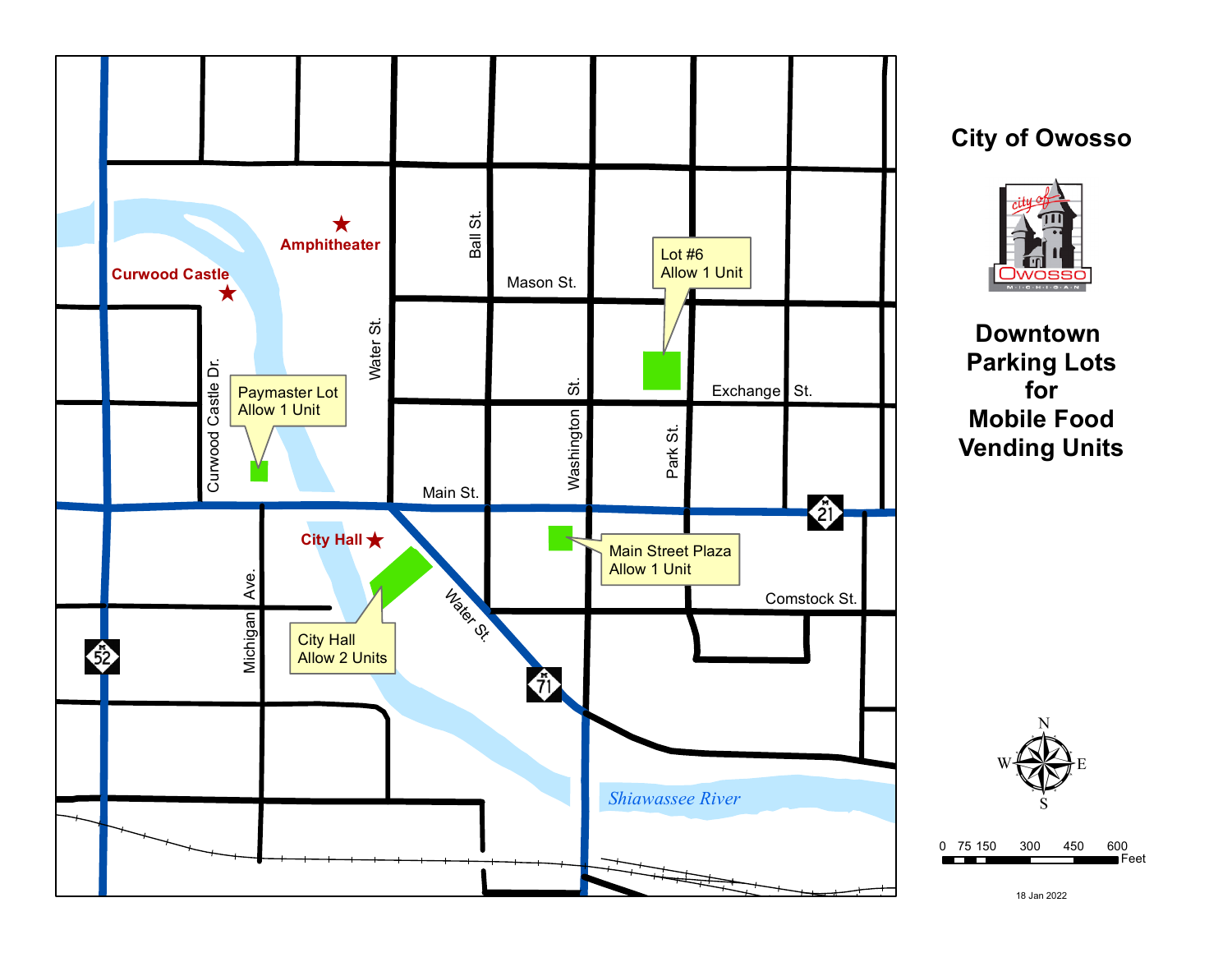# City of Owosso

## Downtown Parking Lots for Mobile Food Vending Units

Amphitheater

Curwood Castle

City Hall

Paymaster Lot
Allow 1 Unit

Lot #6
Allow 1 Unit

Main Street Plaza
Allow 1 Unit

City Hall
Allow 2 Units

Ball St.

Mason St.

Water St.

Curwood Castle Dr.

Washington St.

Park St.

Exchange St.

Main St.

Michigan Ave.

Comstock St.

Water St.

Shiawassee River

21

52

71

N
W E
S

0 75 150 300 450 600
Feet

18 Jan 2022